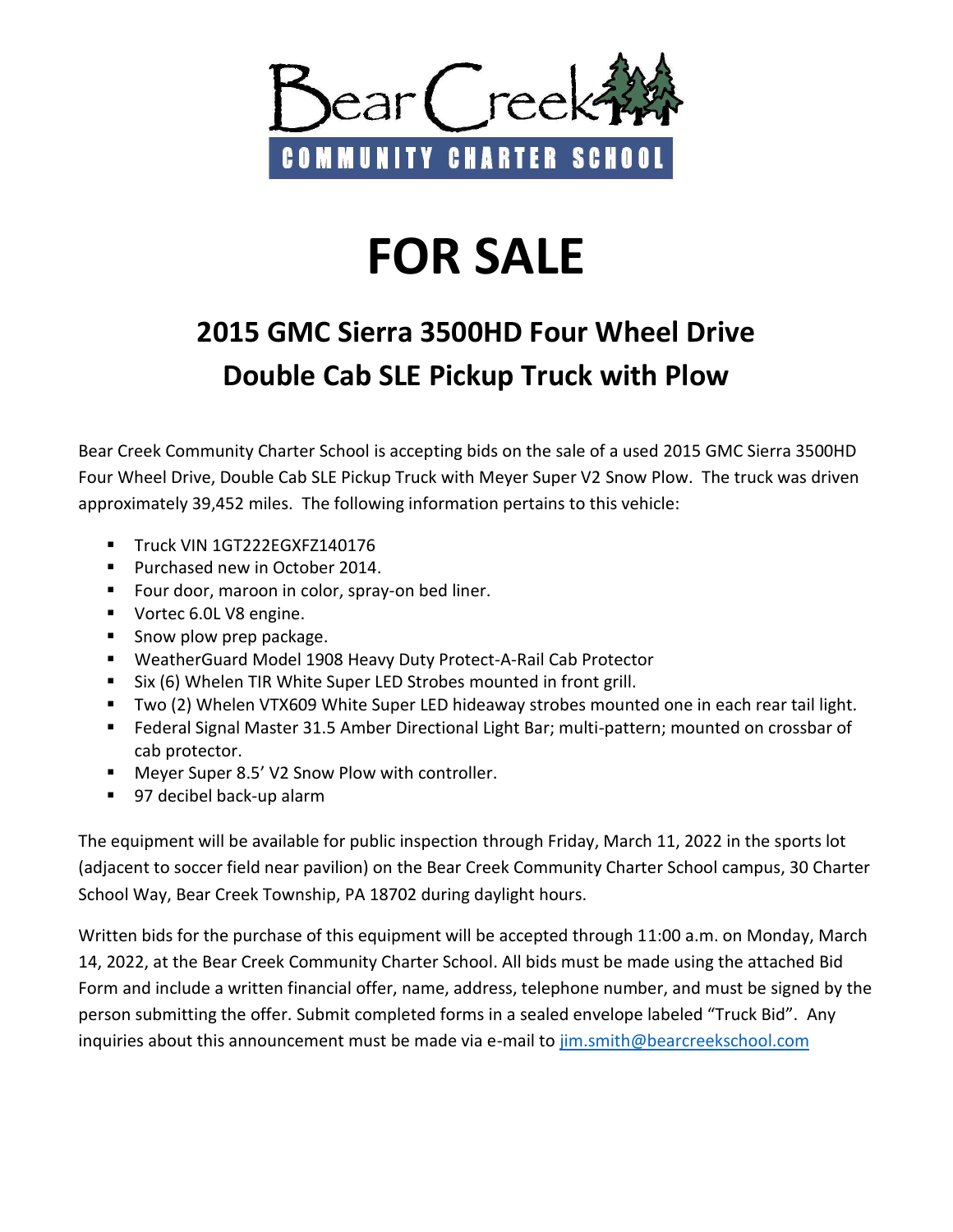Bear Creek

COMMUNITY CHARTER SCHOOL

# FOR SALE

## 2015 GMC Sierra 3500HD Four Wheel Drive Double Cab SLE Pickup Truck with Plow

Bear Creek Community Charter School is accepting bids on the sale of a used 2015 GMC Sierra 3500HD Four Wheel Drive, Double Cab SLE Pickup Truck with Meyer Super V2 Snow Plow. The truck was driven approximately 39,452 miles. The following information pertains to this vehicle:

- Truck VIN 1GT222EGXFZ140176
- Purchased new in October 2014.
- Four door, maroon in color, spray-on bed liner.
- Vortec 6.0L V8 engine.
- Snow plow prep package.
- WeatherGuard Model 1908 Heavy Duty Protect-A-Rail Cab Protector
- Six (6) Whelen TIR White Super LED Strobes mounted in front grill.
- Two (2) Whelen VTX609 White Super LED hideaway strobes mounted one in each rear tail light.
- Federal Signal Master 31.5 Amber Directional Light Bar; multi-pattern; mounted on crossbar of cab protector.
- Meyer Super 8.5' V2 Snow Plow with controller.
- 97 decibel back-up alarm

The equipment will be available for public inspection through Friday, March 11, 2022 in the sports lot (adjacent to soccer field near pavilion) on the Bear Creek Community Charter School campus, 30 Charter School Way, Bear Creek Township, PA 18702 during daylight hours.

Written bids for the purchase of this equipment will be accepted through 11:00 a.m. on Monday, March 14, 2022, at the Bear Creek Community Charter School. All bids must be made using the attached Bid Form and include a written financial offer, name, address, telephone number, and must be signed by the person submitting the offer. Submit completed forms in a sealed envelope labeled "Truck Bid". Any inquiries about this announcement must be made via e-mail to jim.smith@bearcreekschool.com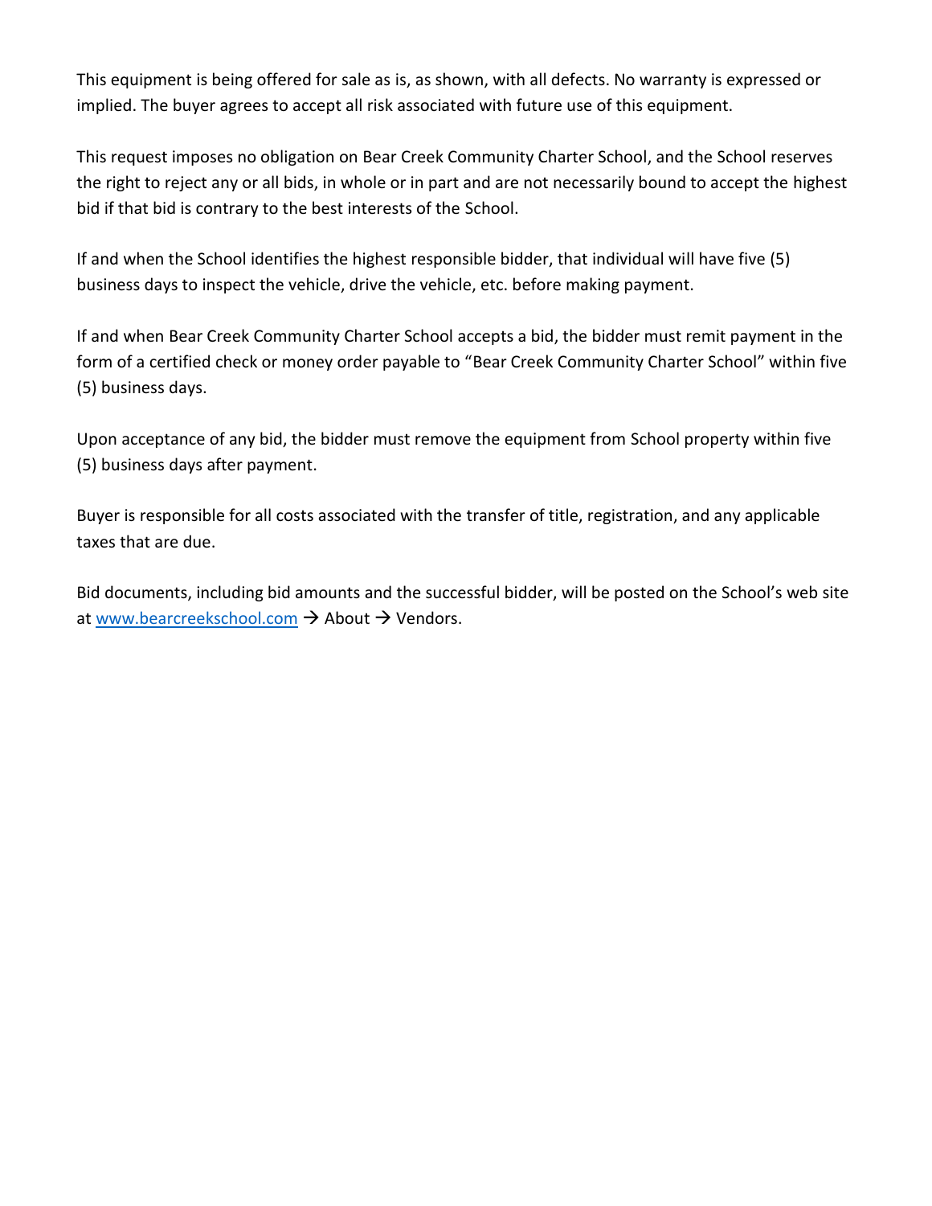This equipment is being offered for sale as is, as shown, with all defects. No warranty is expressed or implied. The buyer agrees to accept all risk associated with future use of this equipment.

This request imposes no obligation on Bear Creek Community Charter School, and the School reserves the right to reject any or all bids, in whole or in part and are not necessarily bound to accept the highest bid if that bid is contrary to the best interests of the School.

If and when the School identifies the highest responsible bidder, that individual will have five (5) business days to inspect the vehicle, drive the vehicle, etc. before making payment.

If and when Bear Creek Community Charter School accepts a bid, the bidder must remit payment in the form of a certified check or money order payable to "Bear Creek Community Charter School" within five (5) business days.

Upon acceptance of any bid, the bidder must remove the equipment from School property within five (5) business days after payment.

Buyer is responsible for all costs associated with the transfer of title, registration, and any applicable taxes that are due.

Bid documents, including bid amounts and the successful bidder, will be posted on the School's web site at [www.bearcreekschool.com](http://www.bearcreekschool.com) → About → Vendors.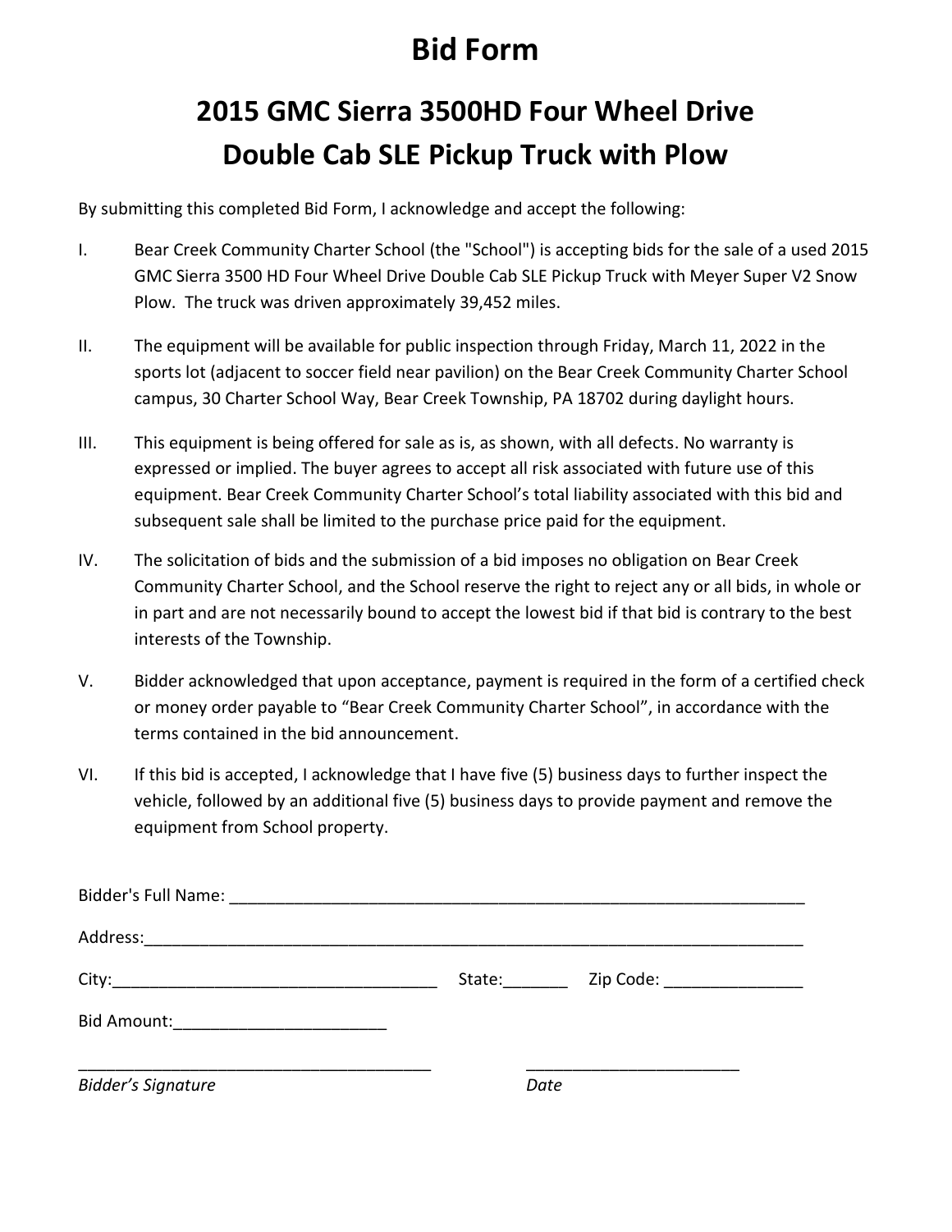# Bid Form

## 2015 GMC Sierra 3500HD Four Wheel Drive Double Cab SLE Pickup Truck with Plow

By submitting this completed Bid Form, I acknowledge and accept the following:

I. Bear Creek Community Charter School (the "School") is accepting bids for the sale of a used 2015 GMC Sierra 3500 HD Four Wheel Drive Double Cab SLE Pickup Truck with Meyer Super V2 Snow Plow. The truck was driven approximately 39,452 miles.

II. The equipment will be available for public inspection through Friday, March 11, 2022 in the sports lot (adjacent to soccer field near pavilion) on the Bear Creek Community Charter School campus, 30 Charter School Way, Bear Creek Township, PA 18702 during daylight hours.

III. This equipment is being offered for sale as is, as shown, with all defects. No warranty is expressed or implied. The buyer agrees to accept all risk associated with future use of this equipment. Bear Creek Community Charter School's total liability associated with this bid and subsequent sale shall be limited to the purchase price paid for the equipment.

IV. The solicitation of bids and the submission of a bid imposes no obligation on Bear Creek Community Charter School, and the School reserve the right to reject any or all bids, in whole or in part and are not necessarily bound to accept the lowest bid if that bid is contrary to the best interests of the Township.

V. Bidder acknowledged that upon acceptance, payment is required in the form of a certified check or money order payable to "Bear Creek Community Charter School", in accordance with the terms contained in the bid announcement.

VI. If this bid is accepted, I acknowledge that I have five (5) business days to further inspect the vehicle, followed by an additional five (5) business days to provide payment and remove the equipment from School property.

Bidder's Full Name: ________________________________________________________________

Address:____________________________________________________________________

City:___________________________________ State:_______ Zip Code: _______________

Bid Amount:_______________________

_______________________________________ _______________________

*Bidder's Signature* *Date*